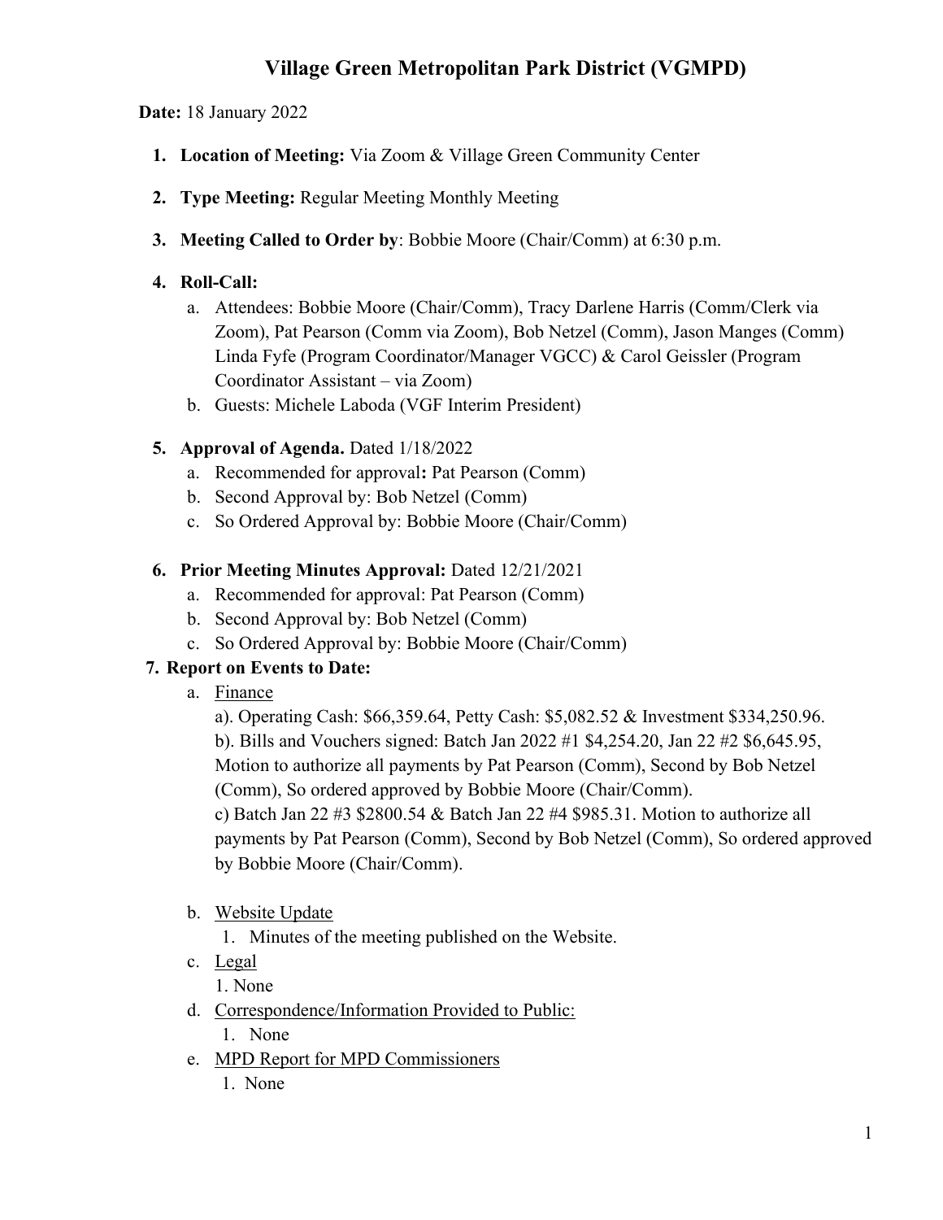# Village Green Metropolitan Park District (VGMPD)

**Date:** 18 January 2022

1. **Location of Meeting:** Via Zoom & Village Green Community Center
2. **Type Meeting:** Regular Meeting Monthly Meeting
3. **Meeting Called to Order by**: Bobbie Moore (Chair/Comm) at 6:30 p.m.
4. **Roll-Call:**
   a. Attendees: Bobbie Moore (Chair/Comm), Tracy Darlene Harris (Comm/Clerk via Zoom), Pat Pearson (Comm via Zoom), Bob Netzel (Comm), Jason Manges (Comm) Linda Fyfe (Program Coordinator/Manager VGCC) & Carol Geissler (Program Coordinator Assistant – via Zoom)
   b. Guests: Michele Laboda (VGF Interim President)
5. **Approval of Agenda.** Dated 1/18/2022
   a. Recommended for approval**:** Pat Pearson (Comm)
   b. Second Approval by: Bob Netzel (Comm)
   c. So Ordered Approval by: Bobbie Moore (Chair/Comm)
6. **Prior Meeting Minutes Approval:** Dated 12/21/2021
   a. Recommended for approval: Pat Pearson (Comm)
   b. Second Approval by: Bob Netzel (Comm)
   c. So Ordered Approval by: Bobbie Moore (Chair/Comm)
7. **Report on Events to Date:**
   a. Finance
      a). Operating Cash: $66,359.64, Petty Cash: $5,082.52 & Investment $334,250.96.
      b). Bills and Vouchers signed: Batch Jan 2022 #1 $4,254.20, Jan 22 #2 $6,645.95, Motion to authorize all payments by Pat Pearson (Comm), Second by Bob Netzel (Comm), So ordered approved by Bobbie Moore (Chair/Comm).
      c) Batch Jan 22 #3 $2800.54 & Batch Jan 22 #4 $985.31. Motion to authorize all payments by Pat Pearson (Comm), Second by Bob Netzel (Comm), So ordered approved by Bobbie Moore (Chair/Comm).
   b. Website Update
      1. Minutes of the meeting published on the Website.
   c. Legal
      1. None
   d. Correspondence/Information Provided to Public:
      1. None
   e. MPD Report for MPD Commissioners
      1. None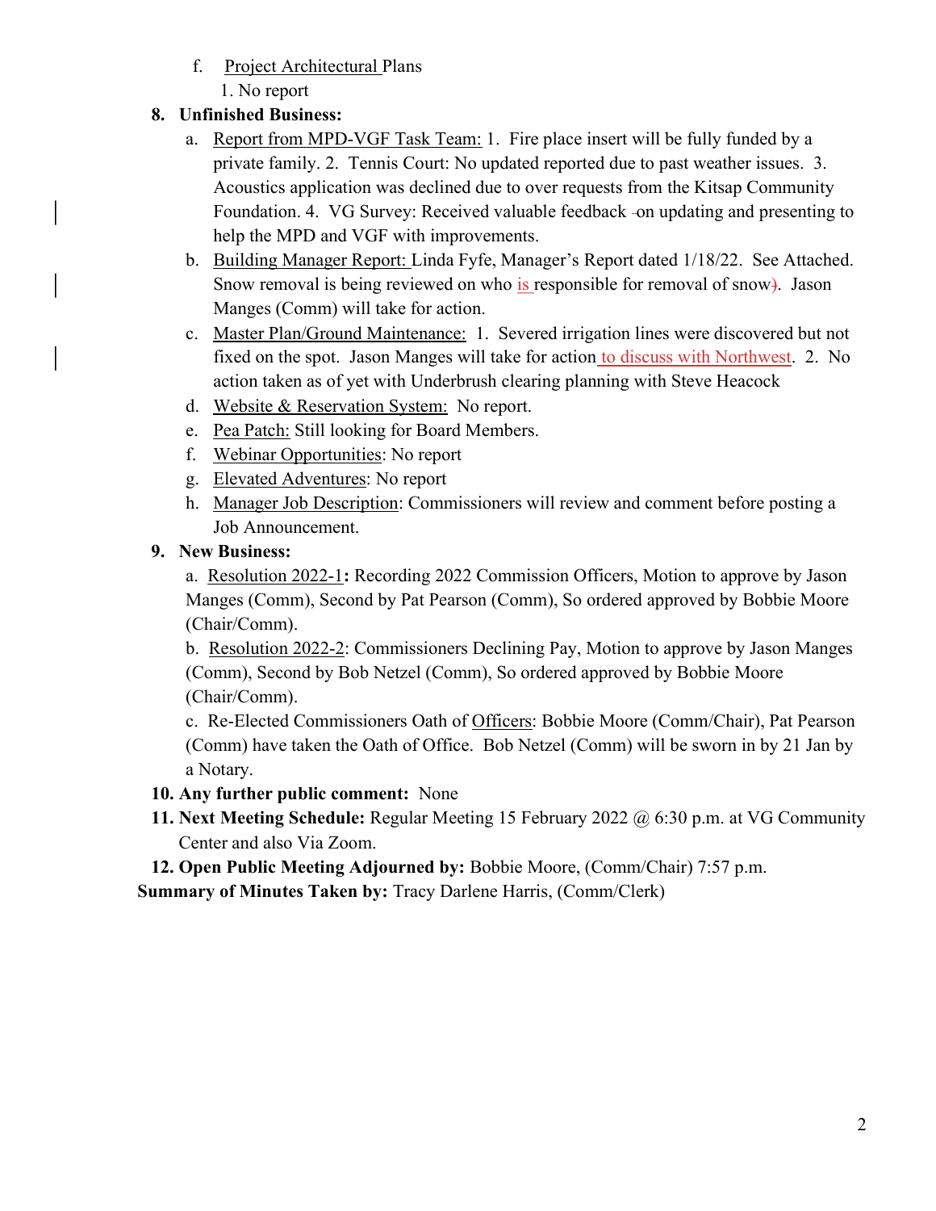f. Project Architectural Plans
   1. No report

**8. Unfinished Business:**

a. Report from MPD-VGF Task Team: 1. Fire place insert will be fully funded by a private family. 2. Tennis Court: No updated reported due to past weather issues. 3. Acoustics application was declined due to over requests from the Kitsap Community Foundation. 4. VG Survey: Received valuable feedback on updating and presenting to help the MPD and VGF with improvements.

b. Building Manager Report: Linda Fyfe, Manager's Report dated 1/18/22. See Attached. Snow removal is being reviewed on who is responsible for removal of snow. Jason Manges (Comm) will take for action.

c. Master Plan/Ground Maintenance: 1. Severed irrigation lines were discovered but not fixed on the spot. Jason Manges will take for action to discuss with Northwest. 2. No action taken as of yet with Underbrush clearing planning with Steve Heacock

d. Website & Reservation System: No report.

e. Pea Patch: Still looking for Board Members.

f. Webinar Opportunities: No report

g. Elevated Adventures: No report

h. Manager Job Description: Commissioners will review and comment before posting a Job Announcement.

**9. New Business:**

a. Resolution 2022-1**:** Recording 2022 Commission Officers, Motion to approve by Jason Manges (Comm), Second by Pat Pearson (Comm), So ordered approved by Bobbie Moore (Chair/Comm).

b. Resolution 2022-2: Commissioners Declining Pay, Motion to approve by Jason Manges (Comm), Second by Bob Netzel (Comm), So ordered approved by Bobbie Moore (Chair/Comm).

c. Re-Elected Commissioners Oath of Officers: Bobbie Moore (Comm/Chair), Pat Pearson (Comm) have taken the Oath of Office. Bob Netzel (Comm) will be sworn in by 21 Jan by a Notary.

**10. Any further public comment:** None

**11. Next Meeting Schedule:** Regular Meeting 15 February 2022 @ 6:30 p.m. at VG Community Center and also Via Zoom.

**12. Open Public Meeting Adjourned by:** Bobbie Moore, (Comm/Chair) 7:57 p.m.

**Summary of Minutes Taken by:** Tracy Darlene Harris, (Comm/Clerk)